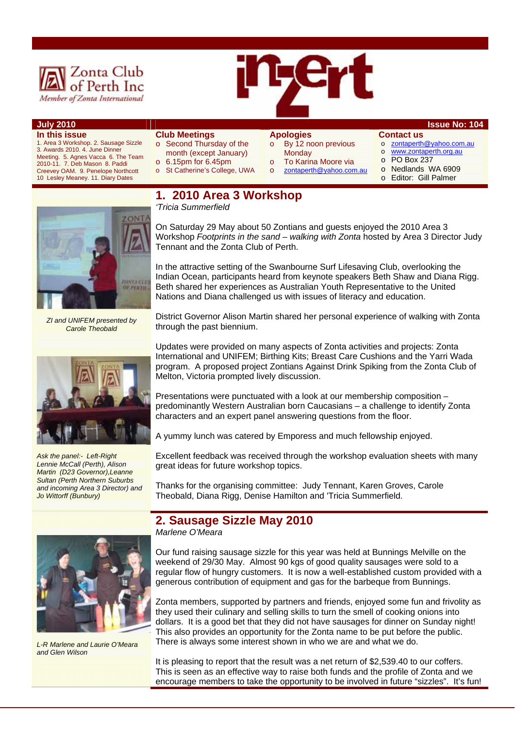Zonta Club of Perth Inc
Member of Zonta International

# inZert

**July 2010** — **Issue No: 104**

**In this issue**

1. Area 3 Workshop. 2. Sausage Sizzle 3. Awards 2010. 4. June Dinner Meeting. 5. Agnes Vacca 6. The Team 2010-11. 7. Deb Mason 8. Paddi Creevey OAM. 9. Penelope Northcott 10 Lesley Meaney. 11. Diary Dates

**Club Meetings**

- Second Thursday of the month (except January)
- 6.15pm for 6.45pm
- St Catherine's College, UWA

**Apologies**

- By 12 noon previous Monday
- To Karina Moore via
- zontaperth@yahoo.com.au

**Contact us**

- zontaperth@yahoo.com.au
- www.zontaperth.org.au
- PO Box 237
- Nedlands WA 6909
- Editor: Gill Palmer

## 1. 2010 Area 3 Workshop

*'Tricia Summerfield*

On Saturday 29 May about 50 Zontians and guests enjoyed the 2010 Area 3 Workshop *Footprints in the sand – walking with Zonta* hosted by Area 3 Director Judy Tennant and the Zonta Club of Perth.

In the attractive setting of the Swanbourne Surf Lifesaving Club, overlooking the Indian Ocean, participants heard from keynote speakers Beth Shaw and Diana Rigg. Beth shared her experiences as Australian Youth Representative to the United Nations and Diana challenged us with issues of literacy and education.

District Governor Alison Martin shared her personal experience of walking with Zonta through the past biennium.

Updates were provided on many aspects of Zonta activities and projects: Zonta International and UNIFEM; Birthing Kits; Breast Care Cushions and the Yarri Wada program. A proposed project Zontians Against Drink Spiking from the Zonta Club of Melton, Victoria prompted lively discussion.

Presentations were punctuated with a look at our membership composition – predominantly Western Australian born Caucasians – a challenge to identify Zonta characters and an expert panel answering questions from the floor.

A yummy lunch was catered by Emporess and much fellowship enjoyed.

Excellent feedback was received through the workshop evaluation sheets with many great ideas for future workshop topics.

Thanks for the organising committee: Judy Tennant, Karen Groves, Carole Theobald, Diana Rigg, Denise Hamilton and 'Tricia Summerfield.

*ZI and UNIFEM presented by Carole Theobald*

*Ask the panel:- Left-Right Lennie McCall (Perth), Alison Martin (D23 Governor),Leanne Sultan (Perth Northern Suburbs and incoming Area 3 Director) and Jo Wittorff (Bunbury)*

## 2. Sausage Sizzle May 2010

*Marlene O'Meara*

Our fund raising sausage sizzle for this year was held at Bunnings Melville on the weekend of 29/30 May. Almost 90 kgs of good quality sausages were sold to a regular flow of hungry customers. It is now a well-established custom provided with a generous contribution of equipment and gas for the barbeque from Bunnings.

Zonta members, supported by partners and friends, enjoyed some fun and frivolity as they used their culinary and selling skills to turn the smell of cooking onions into dollars. It is a good bet that they did not have sausages for dinner on Sunday night! This also provides an opportunity for the Zonta name to be put before the public. There is always some interest shown in who we are and what we do.

It is pleasing to report that the result was a net return of $2,539.40 to our coffers. This is seen as an effective way to raise both funds and the profile of Zonta and we encourage members to take the opportunity to be involved in future "sizzles". It's fun!

*L-R Marlene and Laurie O'Meara and Glen Wilson*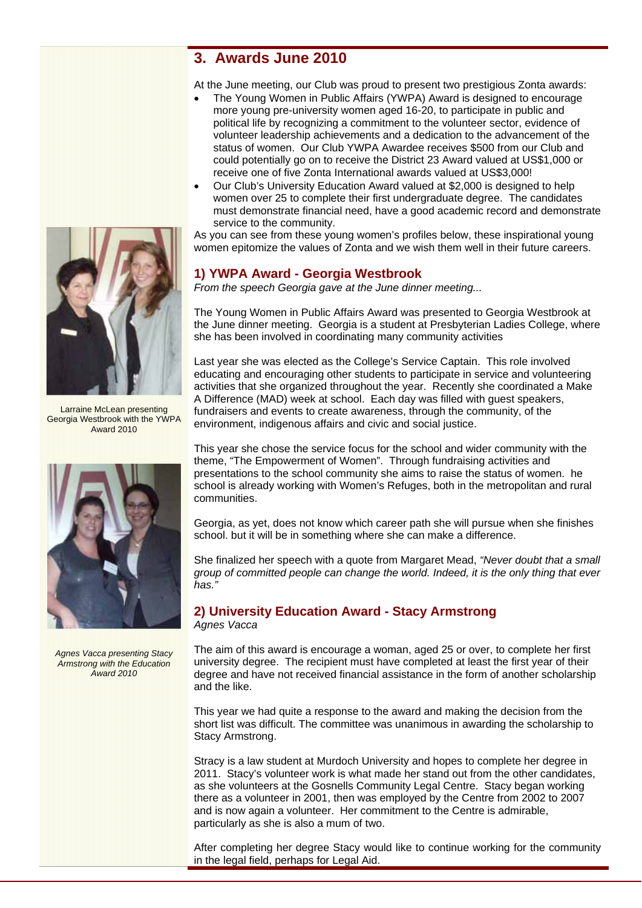## 3. Awards June 2010

At the June meeting, our Club was proud to present two prestigious Zonta awards:

- The Young Women in Public Affairs (YWPA) Award is designed to encourage more young pre-university women aged 16-20, to participate in public and political life by recognizing a commitment to the volunteer sector, evidence of volunteer leadership achievements and a dedication to the advancement of the status of women. Our Club YWPA Awardee receives $500 from our Club and could potentially go on to receive the District 23 Award valued at US$1,000 or receive one of five Zonta International awards valued at US$3,000!
- Our Club's University Education Award valued at $2,000 is designed to help women over 25 to complete their first undergraduate degree. The candidates must demonstrate financial need, have a good academic record and demonstrate service to the community.

As you can see from these young women's profiles below, these inspirational young women epitomize the values of Zonta and we wish them well in their future careers.

Larraine McLean presenting Georgia Westbrook with the YWPA Award 2010

### 1) YWPA Award - Georgia Westbrook

*From the speech Georgia gave at the June dinner meeting...*

The Young Women in Public Affairs Award was presented to Georgia Westbrook at the June dinner meeting. Georgia is a student at Presbyterian Ladies College, where she has been involved in coordinating many community activities

Last year she was elected as the College's Service Captain. This role involved educating and encouraging other students to participate in service and volunteering activities that she organized throughout the year. Recently she coordinated a Make A Difference (MAD) week at school. Each day was filled with guest speakers, fundraisers and events to create awareness, through the community, of the environment, indigenous affairs and civic and social justice.

This year she chose the service focus for the school and wider community with the theme, "The Empowerment of Women". Through fundraising activities and presentations to the school community she aims to raise the status of women. he school is already working with Women's Refuges, both in the metropolitan and rural communities.

Georgia, as yet, does not know which career path she will pursue when she finishes school. but it will be in something where she can make a difference.

She finalized her speech with a quote from Margaret Mead, *"Never doubt that a small group of committed people can change the world. Indeed, it is the only thing that ever has."*

*Agnes Vacca presenting Stacy Armstrong with the Education Award 2010*

### 2) University Education Award - Stacy Armstrong

*Agnes Vacca*

The aim of this award is encourage a woman, aged 25 or over, to complete her first university degree. The recipient must have completed at least the first year of their degree and have not received financial assistance in the form of another scholarship and the like.

This year we had quite a response to the award and making the decision from the short list was difficult. The committee was unanimous in awarding the scholarship to Stacy Armstrong.

Stracy is a law student at Murdoch University and hopes to complete her degree in 2011. Stacy's volunteer work is what made her stand out from the other candidates, as she volunteers at the Gosnells Community Legal Centre. Stacy began working there as a volunteer in 2001, then was employed by the Centre from 2002 to 2007 and is now again a volunteer. Her commitment to the Centre is admirable, particularly as she is also a mum of two.

After completing her degree Stacy would like to continue working for the community in the legal field, perhaps for Legal Aid.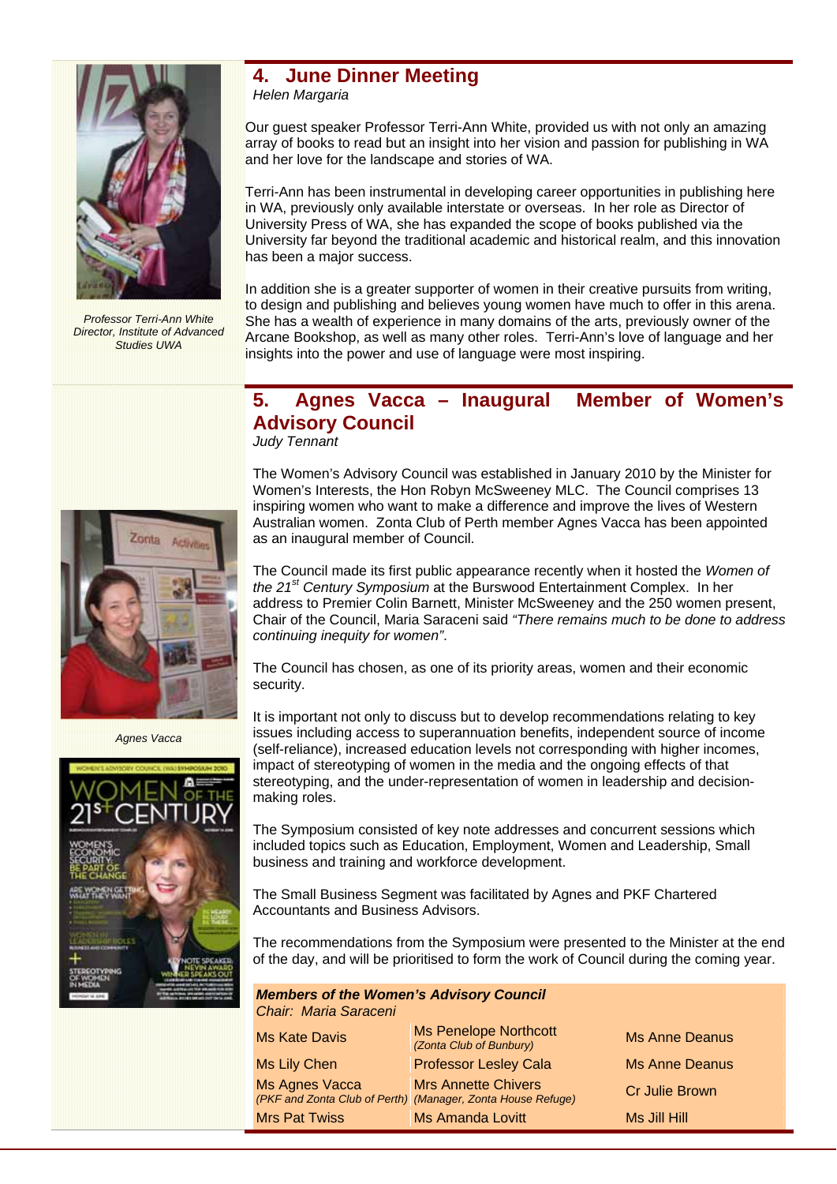## 4. June Dinner Meeting

*Helen Margaria*

Our guest speaker Professor Terri-Ann White, provided us with not only an amazing array of books to read but an insight into her vision and passion for publishing in WA and her love for the landscape and stories of WA.

Terri-Ann has been instrumental in developing career opportunities in publishing here in WA, previously only available interstate or overseas. In her role as Director of University Press of WA, she has expanded the scope of books published via the University far beyond the traditional academic and historical realm, and this innovation has been a major success.

In addition she is a greater supporter of women in their creative pursuits from writing, to design and publishing and believes young women have much to offer in this arena. She has a wealth of experience in many domains of the arts, previously owner of the Arcane Bookshop, as well as many other roles. Terri-Ann's love of language and her insights into the power and use of language were most inspiring.

*Professor Terri-Ann White Director, Institute of Advanced Studies UWA*

## 5. Agnes Vacca – Inaugural Member of Women's Advisory Council

*Judy Tennant*

The Women's Advisory Council was established in January 2010 by the Minister for Women's Interests, the Hon Robyn McSweeney MLC. The Council comprises 13 inspiring women who want to make a difference and improve the lives of Western Australian women. Zonta Club of Perth member Agnes Vacca has been appointed as an inaugural member of Council.

The Council made its first public appearance recently when it hosted the *Women of the 21st Century Symposium* at the Burswood Entertainment Complex. In her address to Premier Colin Barnett, Minister McSweeney and the 250 women present, Chair of the Council, Maria Saraceni said *"There remains much to be done to address continuing inequity for women"*.

The Council has chosen, as one of its priority areas, women and their economic security.

It is important not only to discuss but to develop recommendations relating to key issues including access to superannuation benefits, independent source of income (self-reliance), increased education levels not corresponding with higher incomes, impact of stereotyping of women in the media and the ongoing effects of that stereotyping, and the under-representation of women in leadership and decision-making roles.

The Symposium consisted of key note addresses and concurrent sessions which included topics such as Education, Employment, Women and Leadership, Small business and training and workforce development.

The Small Business Segment was facilitated by Agnes and PKF Chartered Accountants and Business Advisors.

The recommendations from the Symposium were presented to the Minister at the end of the day, and will be prioritised to form the work of Council during the coming year.

*Agnes Vacca*

**Members of the Women's Advisory Council**
Chair: Maria Saraceni

| | | |
|---|---|---|
| Ms Kate Davis | Ms Penelope Northcott *(Zonta Club of Bunbury)* | Ms Anne Deanus |
| Ms Lily Chen | Professor Lesley Cala | Ms Anne Deanus |
| Ms Agnes Vacca *(PKF and Zonta Club of Perth)* | Mrs Annette Chivers *(Manager, Zonta House Refuge)* | Cr Julie Brown |
| Mrs Pat Twiss | Ms Amanda Lovitt | Ms Jill Hill |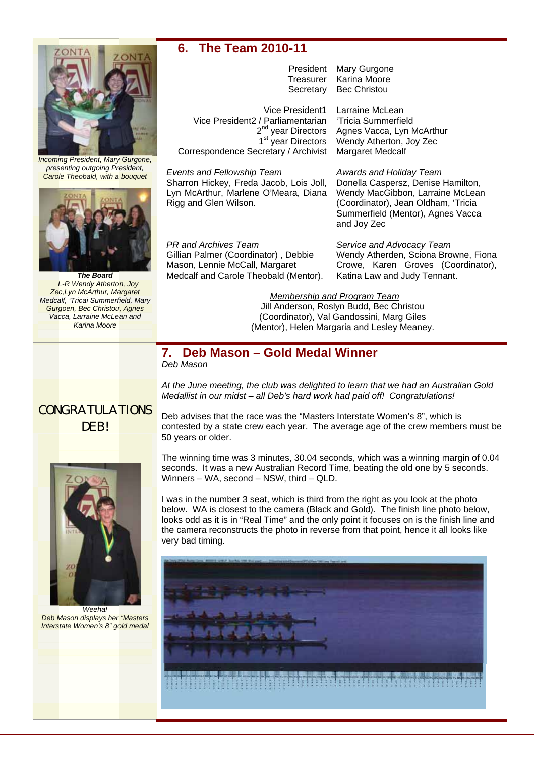## 6. The Team 2010-11

| | |
|---|---|
| President | Mary Gurgone |
| Treasurer | Karina Moore |
| Secretary | Bec Christou |
| Vice President1 | Larraine McLean |
| Vice President2 / Parliamentarian | 'Tricia Summerfield |
| 2nd year Directors | Agnes Vacca, Lyn McArthur |
| 1st year Directors | Wendy Atherton, Joy Zec |
| Correspondence Secretary / Archivist | Margaret Medcalf |

*Incoming President, Mary Gurgone, presenting outgoing President, Carole Theobald, with a bouquet*

***The Board***
*L-R Wendy Atherton, Joy Zec,Lyn McArthur, Margaret Medcalf, 'Tricai Summerfield, Mary Gurgoen, Bec Christou, Agnes Vacca, Larraine McLean and Karina Moore*

*Events and Fellowship Team*
Sharron Hickey, Freda Jacob, Lois Joll, Lyn McArthur, Marlene O'Meara, Diana Rigg and Glen Wilson.

*Awards and Holiday Team*
Donella Caspersz, Denise Hamilton, Wendy MacGibbon, Larraine McLean (Coordinator), Jean Oldham, 'Tricia Summerfield (Mentor), Agnes Vacca and Joy Zec

*PR and Archives Team*
Gillian Palmer (Coordinator) , Debbie Mason, Lennie McCall, Margaret Medcalf and Carole Theobald (Mentor).

*Service and Advocacy Team*
Wendy Atherden, Sciona Browne, Fiona Crowe, Karen Groves (Coordinator), Katina Law and Judy Tennant.

*Membership and Program Team*
Jill Anderson, Roslyn Budd, Bec Christou (Coordinator), Val Gandossini, Marg Giles (Mentor), Helen Margaria and Lesley Meaney.

## 7. Deb Mason – Gold Medal Winner

*Deb Mason*

CONGRATULATIONS DEB!

*At the June meeting, the club was delighted to learn that we had an Australian Gold Medallist in our midst – all Deb's hard work had paid off! Congratulations!*

Deb advises that the race was the "Masters Interstate Women's 8", which is contested by a state crew each year. The average age of the crew members must be 50 years or older.

The winning time was 3 minutes, 30.04 seconds, which was a winning margin of 0.04 seconds. It was a new Australian Record Time, beating the old one by 5 seconds. Winners – WA, second – NSW, third – QLD.

I was in the number 3 seat, which is third from the right as you look at the photo below. WA is closest to the camera (Black and Gold). The finish line photo below, looks odd as it is in "Real Time" and the only point it focuses on is the finish line and the camera reconstructs the photo in reverse from that point, hence it all looks like very bad timing.

*Weeha!*
*Deb Mason displays her "Masters Interstate Women's 8" gold medal*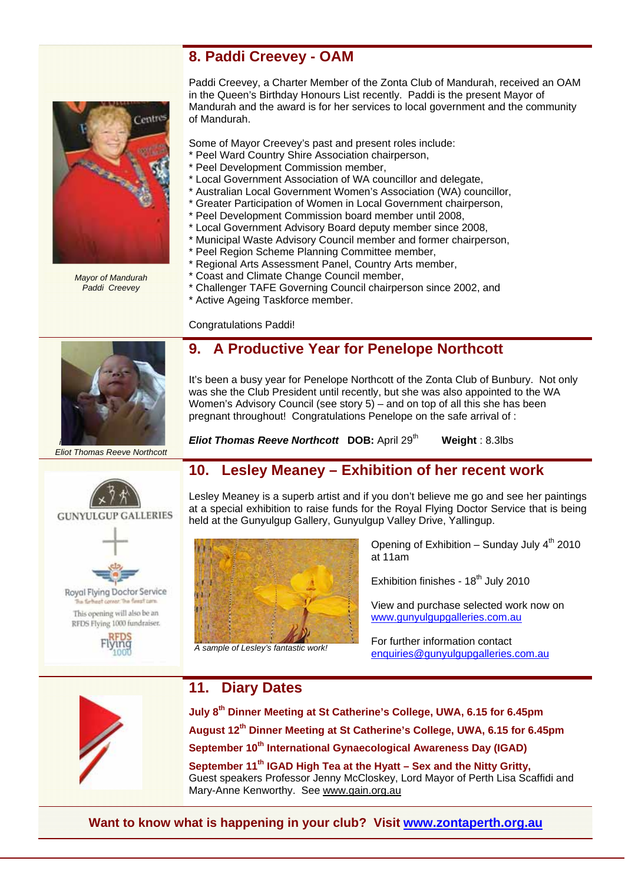## 8. Paddi Creevey - OAM

Mayor of Mandurah Paddi Creevey

Paddi Creevey, a Charter Member of the Zonta Club of Mandurah, received an OAM in the Queen's Birthday Honours List recently. Paddi is the present Mayor of Mandurah and the award is for her services to local government and the community of Mandurah.

Some of Mayor Creevey's past and present roles include:
* Peel Ward Country Shire Association chairperson,
* Peel Development Commission member,
* Local Government Association of WA councillor and delegate,
* Australian Local Government Women's Association (WA) councillor,
* Greater Participation of Women in Local Government chairperson,
* Peel Development Commission board member until 2008,
* Local Government Advisory Board deputy member since 2008,
* Municipal Waste Advisory Council member and former chairperson,
* Peel Region Scheme Planning Committee member,
* Regional Arts Assessment Panel, Country Arts member,
* Coast and Climate Change Council member,
* Challenger TAFE Governing Council chairperson since 2002, and
* Active Ageing Taskforce member.

Congratulations Paddi!

## 9. A Productive Year for Penelope Northcott

Eliot Thomas Reeve Northcott

It's been a busy year for Penelope Northcott of the Zonta Club of Bunbury. Not only was she the Club President until recently, but she was also appointed to the WA Women's Advisory Council (see story 5) – and on top of all this she has been pregnant throughout! Congratulations Penelope on the safe arrival of :

***Eliot Thomas Reeve Northcott*** **DOB:** April 29th **Weight** : 8.3lbs

## 10. Lesley Meaney – Exhibition of her recent work

GUNYULGUP GALLERIES + Royal Flying Doctor Service. The furthest corner. The finest care. This opening will also be an RFDS Flying 1000 fundraiser. RFDS Flying 1000

Lesley Meaney is a superb artist and if you don't believe me go and see her paintings at a special exhibition to raise funds for the Royal Flying Doctor Service that is being held at the Gunyulgup Gallery, Gunyulgup Valley Drive, Yallingup.

*A sample of Lesley's fantastic work!*

Opening of Exhibition – Sunday July 4th 2010 at 11am

Exhibition finishes - 18th July 2010

View and purchase selected work now on www.gunyulgupgalleries.com.au

For further information contact enquiries@gunyulgupgalleries.com.au

## 11. Diary Dates

**July 8th Dinner Meeting at St Catherine's College, UWA, 6.15 for 6.45pm**

**August 12th Dinner Meeting at St Catherine's College, UWA, 6.15 for 6.45pm**

**September 10th International Gynaecological Awareness Day (IGAD)**

**September 11th IGAD High Tea at the Hyatt – Sex and the Nitty Gritty,**
Guest speakers Professor Jenny McCloskey, Lord Mayor of Perth Lisa Scaffidi and Mary-Anne Kenworthy. See www.gain.org.au

**Want to know what is happening in your club? Visit www.zontaperth.org.au**